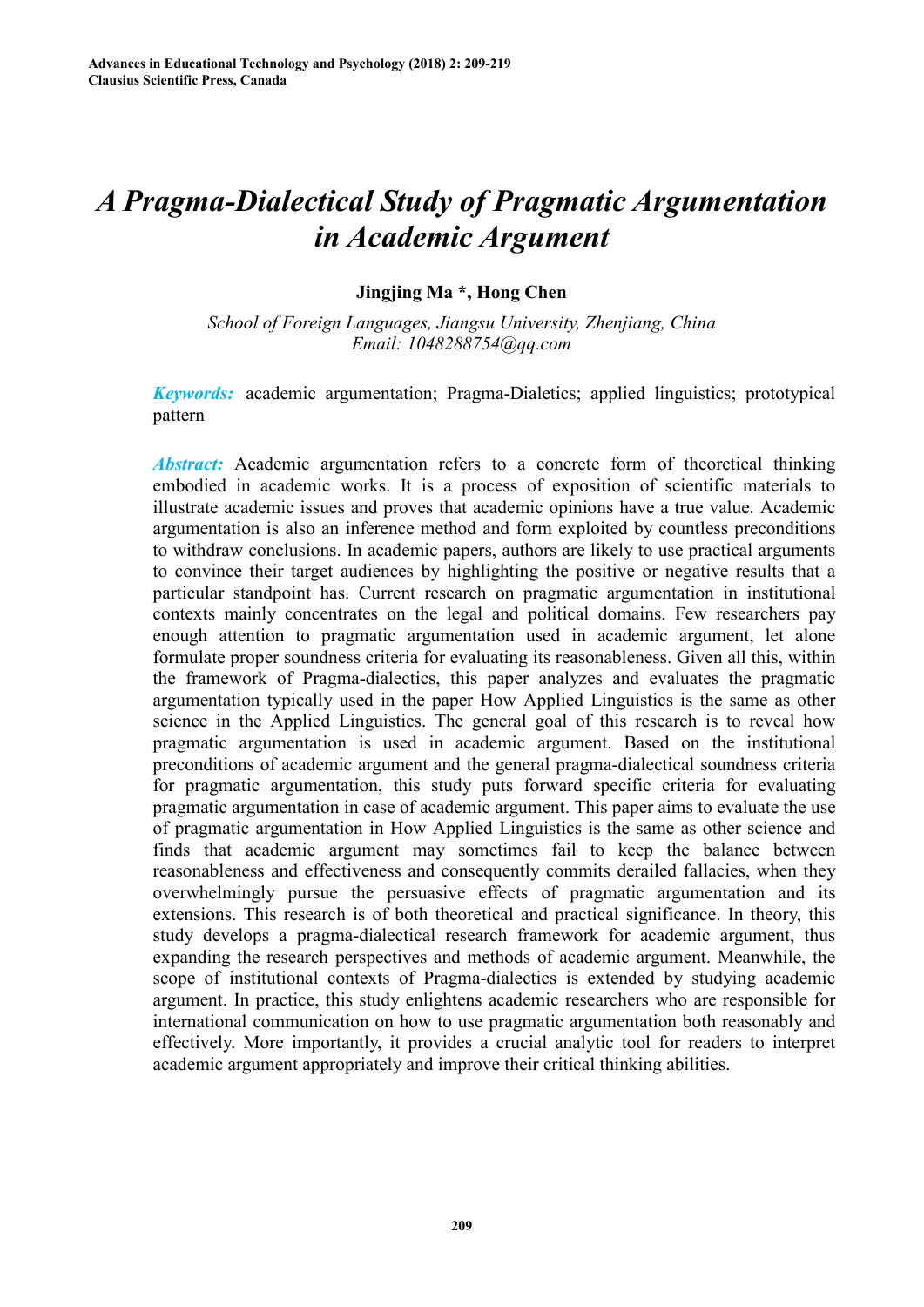# *A Pragma-Dialectical Study of Pragmatic Argumentation in Academic Argument*

**Jingjing Ma \*, Hong Chen**

*School of Foreign Languages, Jiangsu University, Zhenjiang, China*
*Email: 1048288754@qq.com*

***Keywords:*** academic argumentation; Pragma-Dialetics; applied linguistics; prototypical pattern

***Abstract:*** Academic argumentation refers to a concrete form of theoretical thinking embodied in academic works. It is a process of exposition of scientific materials to illustrate academic issues and proves that academic opinions have a true value. Academic argumentation is also an inference method and form exploited by countless preconditions to withdraw conclusions. In academic papers, authors are likely to use practical arguments to convince their target audiences by highlighting the positive or negative results that a particular standpoint has. Current research on pragmatic argumentation in institutional contexts mainly concentrates on the legal and political domains. Few researchers pay enough attention to pragmatic argumentation used in academic argument, let alone formulate proper soundness criteria for evaluating its reasonableness. Given all this, within the framework of Pragma-dialectics, this paper analyzes and evaluates the pragmatic argumentation typically used in the paper How Applied Linguistics is the same as other science in the Applied Linguistics. The general goal of this research is to reveal how pragmatic argumentation is used in academic argument. Based on the institutional preconditions of academic argument and the general pragma-dialectical soundness criteria for pragmatic argumentation, this study puts forward specific criteria for evaluating pragmatic argumentation in case of academic argument. This paper aims to evaluate the use of pragmatic argumentation in How Applied Linguistics is the same as other science and finds that academic argument may sometimes fail to keep the balance between reasonableness and effectiveness and consequently commits derailed fallacies, when they overwhelmingly pursue the persuasive effects of pragmatic argumentation and its extensions. This research is of both theoretical and practical significance. In theory, this study develops a pragma-dialectical research framework for academic argument, thus expanding the research perspectives and methods of academic argument. Meanwhile, the scope of institutional contexts of Pragma-dialectics is extended by studying academic argument. In practice, this study enlightens academic researchers who are responsible for international communication on how to use pragmatic argumentation both reasonably and effectively. More importantly, it provides a crucial analytic tool for readers to interpret academic argument appropriately and improve their critical thinking abilities.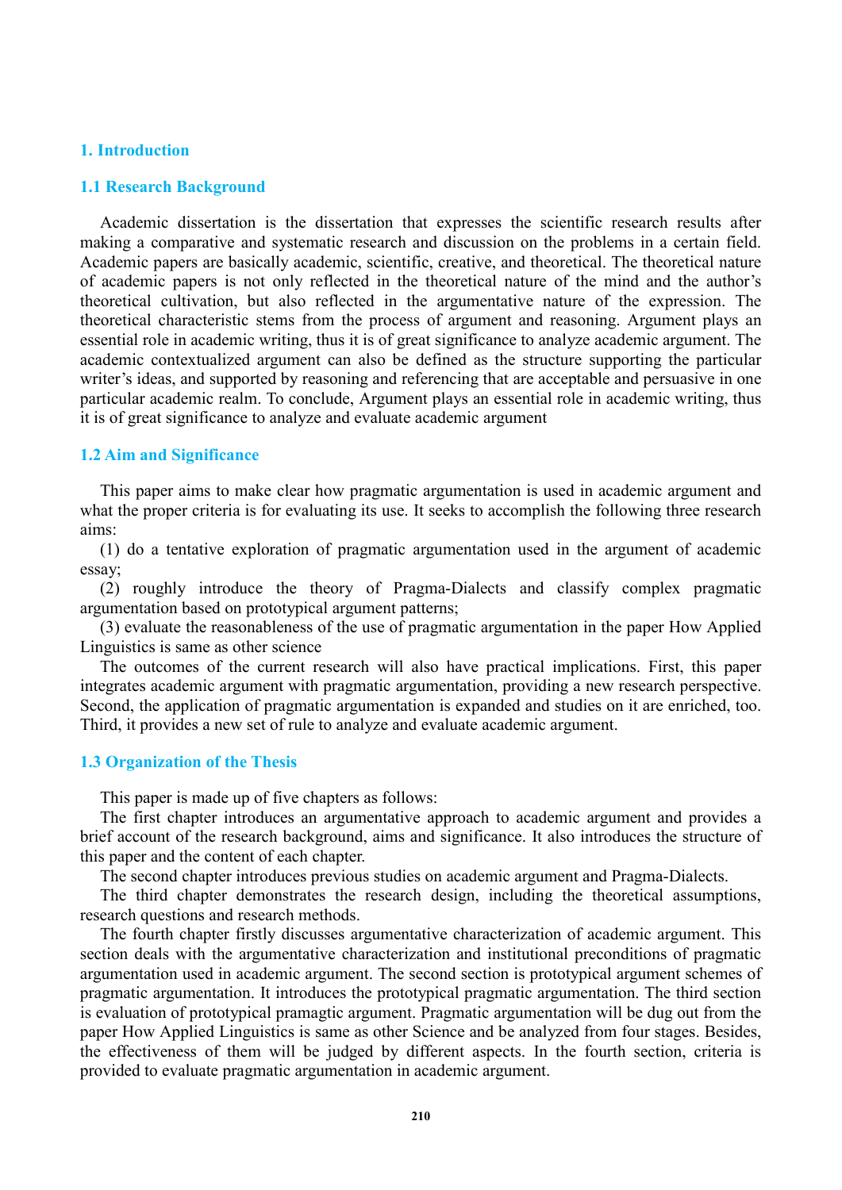## 1. Introduction

### 1.1 Research Background

Academic dissertation is the dissertation that expresses the scientific research results after making a comparative and systematic research and discussion on the problems in a certain field. Academic papers are basically academic, scientific, creative, and theoretical. The theoretical nature of academic papers is not only reflected in the theoretical nature of the mind and the author's theoretical cultivation, but also reflected in the argumentative nature of the expression. The theoretical characteristic stems from the process of argument and reasoning. Argument plays an essential role in academic writing, thus it is of great significance to analyze academic argument. The academic contextualized argument can also be defined as the structure supporting the particular writer's ideas, and supported by reasoning and referencing that are acceptable and persuasive in one particular academic realm. To conclude, Argument plays an essential role in academic writing, thus it is of great significance to analyze and evaluate academic argument

### 1.2 Aim and Significance

This paper aims to make clear how pragmatic argumentation is used in academic argument and what the proper criteria is for evaluating its use. It seeks to accomplish the following three research aims:

(1) do a tentative exploration of pragmatic argumentation used in the argument of academic essay;

(2) roughly introduce the theory of Pragma-Dialects and classify complex pragmatic argumentation based on prototypical argument patterns;

(3) evaluate the reasonableness of the use of pragmatic argumentation in the paper How Applied Linguistics is same as other science

The outcomes of the current research will also have practical implications. First, this paper integrates academic argument with pragmatic argumentation, providing a new research perspective. Second, the application of pragmatic argumentation is expanded and studies on it are enriched, too. Third, it provides a new set of rule to analyze and evaluate academic argument.

### 1.3 Organization of the Thesis

This paper is made up of five chapters as follows:

The first chapter introduces an argumentative approach to academic argument and provides a brief account of the research background, aims and significance. It also introduces the structure of this paper and the content of each chapter.

The second chapter introduces previous studies on academic argument and Pragma-Dialects.

The third chapter demonstrates the research design, including the theoretical assumptions, research questions and research methods.

The fourth chapter firstly discusses argumentative characterization of academic argument. This section deals with the argumentative characterization and institutional preconditions of pragmatic argumentation used in academic argument. The second section is prototypical argument schemes of pragmatic argumentation. It introduces the prototypical pragmatic argumentation. The third section is evaluation of prototypical pramagtic argument. Pragmatic argumentation will be dug out from the paper How Applied Linguistics is same as other Science and be analyzed from four stages. Besides, the effectiveness of them will be judged by different aspects. In the fourth section, criteria is provided to evaluate pragmatic argumentation in academic argument.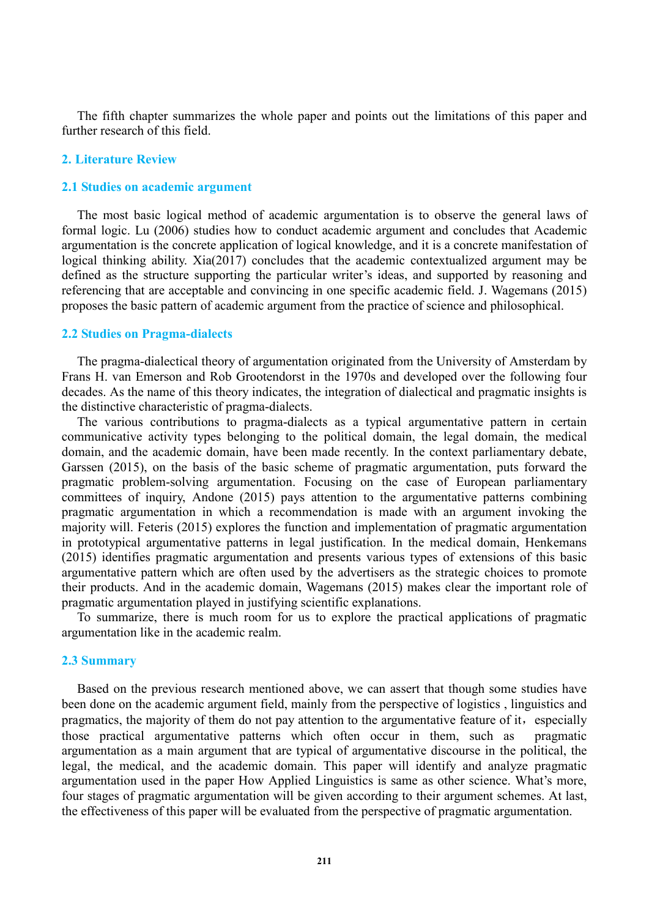The fifth chapter summarizes the whole paper and points out the limitations of this paper and further research of this field.

## 2. Literature Review

### 2.1 Studies on academic argument

The most basic logical method of academic argumentation is to observe the general laws of formal logic. Lu (2006) studies how to conduct academic argument and concludes that Academic argumentation is the concrete application of logical knowledge, and it is a concrete manifestation of logical thinking ability. Xia(2017) concludes that the academic contextualized argument may be defined as the structure supporting the particular writer's ideas, and supported by reasoning and referencing that are acceptable and convincing in one specific academic field. J. Wagemans (2015) proposes the basic pattern of academic argument from the practice of science and philosophical.

### 2.2 Studies on Pragma-dialects

The pragma-dialectical theory of argumentation originated from the University of Amsterdam by Frans H. van Emerson and Rob Grootendorst in the 1970s and developed over the following four decades. As the name of this theory indicates, the integration of dialectical and pragmatic insights is the distinctive characteristic of pragma-dialects.

The various contributions to pragma-dialects as a typical argumentative pattern in certain communicative activity types belonging to the political domain, the legal domain, the medical domain, and the academic domain, have been made recently. In the context parliamentary debate, Garssen (2015), on the basis of the basic scheme of pragmatic argumentation, puts forward the pragmatic problem-solving argumentation. Focusing on the case of European parliamentary committees of inquiry, Andone (2015) pays attention to the argumentative patterns combining pragmatic argumentation in which a recommendation is made with an argument invoking the majority will. Feteris (2015) explores the function and implementation of pragmatic argumentation in prototypical argumentative patterns in legal justification. In the medical domain, Henkemans (2015) identifies pragmatic argumentation and presents various types of extensions of this basic argumentative pattern which are often used by the advertisers as the strategic choices to promote their products. And in the academic domain, Wagemans (2015) makes clear the important role of pragmatic argumentation played in justifying scientific explanations.

To summarize, there is much room for us to explore the practical applications of pragmatic argumentation like in the academic realm.

### 2.3 Summary

Based on the previous research mentioned above, we can assert that though some studies have been done on the academic argument field, mainly from the perspective of logistics , linguistics and pragmatics, the majority of them do not pay attention to the argumentative feature of it，especially those practical argumentative patterns which often occur in them, such as pragmatic argumentation as a main argument that are typical of argumentative discourse in the political, the legal, the medical, and the academic domain. This paper will identify and analyze pragmatic argumentation used in the paper How Applied Linguistics is same as other science. What's more, four stages of pragmatic argumentation will be given according to their argument schemes. At last, the effectiveness of this paper will be evaluated from the perspective of pragmatic argumentation.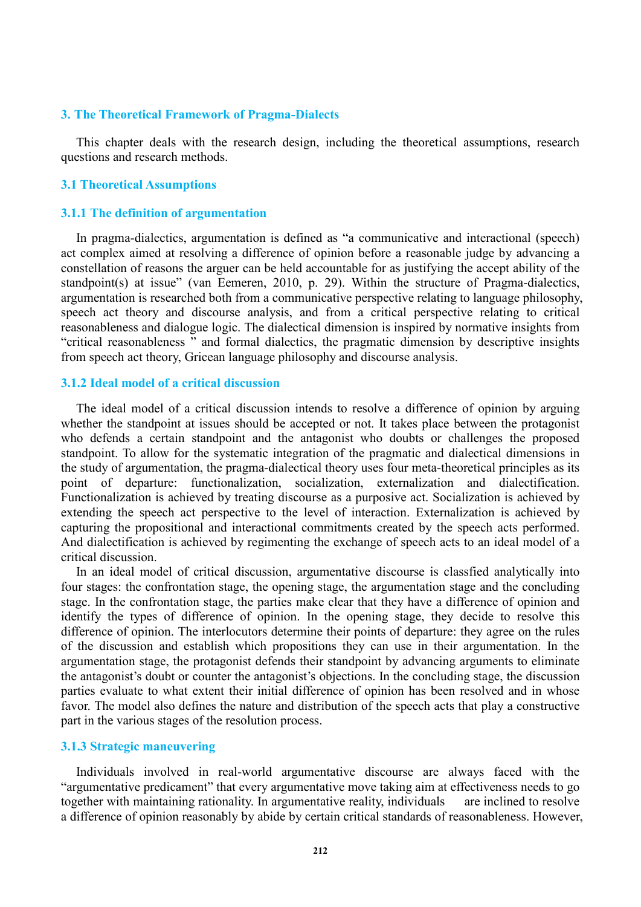## 3. The Theoretical Framework of Pragma-Dialects

This chapter deals with the research design, including the theoretical assumptions, research questions and research methods.

### 3.1 Theoretical Assumptions

#### 3.1.1 The definition of argumentation

In pragma-dialectics, argumentation is defined as "a communicative and interactional (speech) act complex aimed at resolving a difference of opinion before a reasonable judge by advancing a constellation of reasons the arguer can be held accountable for as justifying the accept ability of the standpoint(s) at issue" (van Eemeren, 2010, p. 29). Within the structure of Pragma-dialectics, argumentation is researched both from a communicative perspective relating to language philosophy, speech act theory and discourse analysis, and from a critical perspective relating to critical reasonableness and dialogue logic. The dialectical dimension is inspired by normative insights from "critical reasonableness " and formal dialectics, the pragmatic dimension by descriptive insights from speech act theory, Gricean language philosophy and discourse analysis.

#### 3.1.2 Ideal model of a critical discussion

The ideal model of a critical discussion intends to resolve a difference of opinion by arguing whether the standpoint at issues should be accepted or not. It takes place between the protagonist who defends a certain standpoint and the antagonist who doubts or challenges the proposed standpoint. To allow for the systematic integration of the pragmatic and dialectical dimensions in the study of argumentation, the pragma-dialectical theory uses four meta-theoretical principles as its point of departure: functionalization, socialization, externalization and dialectification. Functionalization is achieved by treating discourse as a purposive act. Socialization is achieved by extending the speech act perspective to the level of interaction. Externalization is achieved by capturing the propositional and interactional commitments created by the speech acts performed. And dialectification is achieved by regimenting the exchange of speech acts to an ideal model of a critical discussion.

In an ideal model of critical discussion, argumentative discourse is classfied analytically into four stages: the confrontation stage, the opening stage, the argumentation stage and the concluding stage. In the confrontation stage, the parties make clear that they have a difference of opinion and identify the types of difference of opinion. In the opening stage, they decide to resolve this difference of opinion. The interlocutors determine their points of departure: they agree on the rules of the discussion and establish which propositions they can use in their argumentation. In the argumentation stage, the protagonist defends their standpoint by advancing arguments to eliminate the antagonist's doubt or counter the antagonist's objections. In the concluding stage, the discussion parties evaluate to what extent their initial difference of opinion has been resolved and in whose favor. The model also defines the nature and distribution of the speech acts that play a constructive part in the various stages of the resolution process.

#### 3.1.3 Strategic maneuvering

Individuals involved in real-world argumentative discourse are always faced with the "argumentative predicament" that every argumentative move taking aim at effectiveness needs to go together with maintaining rationality. In argumentative reality, individuals are inclined to resolve a difference of opinion reasonably by abide by certain critical standards of reasonableness. However,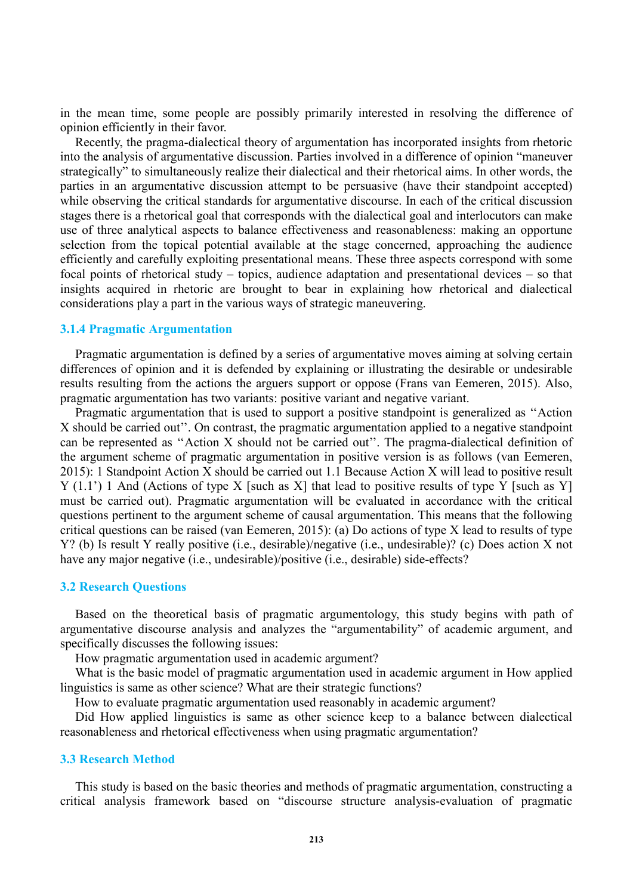in the mean time, some people are possibly primarily interested in resolving the difference of opinion efficiently in their favor.

Recently, the pragma-dialectical theory of argumentation has incorporated insights from rhetoric into the analysis of argumentative discussion. Parties involved in a difference of opinion "maneuver strategically" to simultaneously realize their dialectical and their rhetorical aims. In other words, the parties in an argumentative discussion attempt to be persuasive (have their standpoint accepted) while observing the critical standards for argumentative discourse. In each of the critical discussion stages there is a rhetorical goal that corresponds with the dialectical goal and interlocutors can make use of three analytical aspects to balance effectiveness and reasonableness: making an opportune selection from the topical potential available at the stage concerned, approaching the audience efficiently and carefully exploiting presentational means. These three aspects correspond with some focal points of rhetorical study – topics, audience adaptation and presentational devices – so that insights acquired in rhetoric are brought to bear in explaining how rhetorical and dialectical considerations play a part in the various ways of strategic maneuvering.

### 3.1.4 Pragmatic Argumentation

Pragmatic argumentation is defined by a series of argumentative moves aiming at solving certain differences of opinion and it is defended by explaining or illustrating the desirable or undesirable results resulting from the actions the arguers support or oppose (Frans van Eemeren, 2015). Also, pragmatic argumentation has two variants: positive variant and negative variant.

Pragmatic argumentation that is used to support a positive standpoint is generalized as ''Action X should be carried out''. On contrast, the pragmatic argumentation applied to a negative standpoint can be represented as ''Action X should not be carried out''. The pragma-dialectical definition of the argument scheme of pragmatic argumentation in positive version is as follows (van Eemeren, 2015): 1 Standpoint Action X should be carried out 1.1 Because Action X will lead to positive result Y (1.1') 1 And (Actions of type X [such as X] that lead to positive results of type Y [such as Y] must be carried out). Pragmatic argumentation will be evaluated in accordance with the critical questions pertinent to the argument scheme of causal argumentation. This means that the following critical questions can be raised (van Eemeren, 2015): (a) Do actions of type X lead to results of type Y? (b) Is result Y really positive (i.e., desirable)/negative (i.e., undesirable)? (c) Does action X not have any major negative (i.e., undesirable)/positive (i.e., desirable) side-effects?

## 3.2 Research Questions

Based on the theoretical basis of pragmatic argumentology, this study begins with path of argumentative discourse analysis and analyzes the "argumentability" of academic argument, and specifically discusses the following issues:

How pragmatic argumentation used in academic argument?

What is the basic model of pragmatic argumentation used in academic argument in How applied linguistics is same as other science? What are their strategic functions?

How to evaluate pragmatic argumentation used reasonably in academic argument?

Did How applied linguistics is same as other science keep to a balance between dialectical reasonableness and rhetorical effectiveness when using pragmatic argumentation?

## 3.3 Research Method

This study is based on the basic theories and methods of pragmatic argumentation, constructing a critical analysis framework based on "discourse structure analysis-evaluation of pragmatic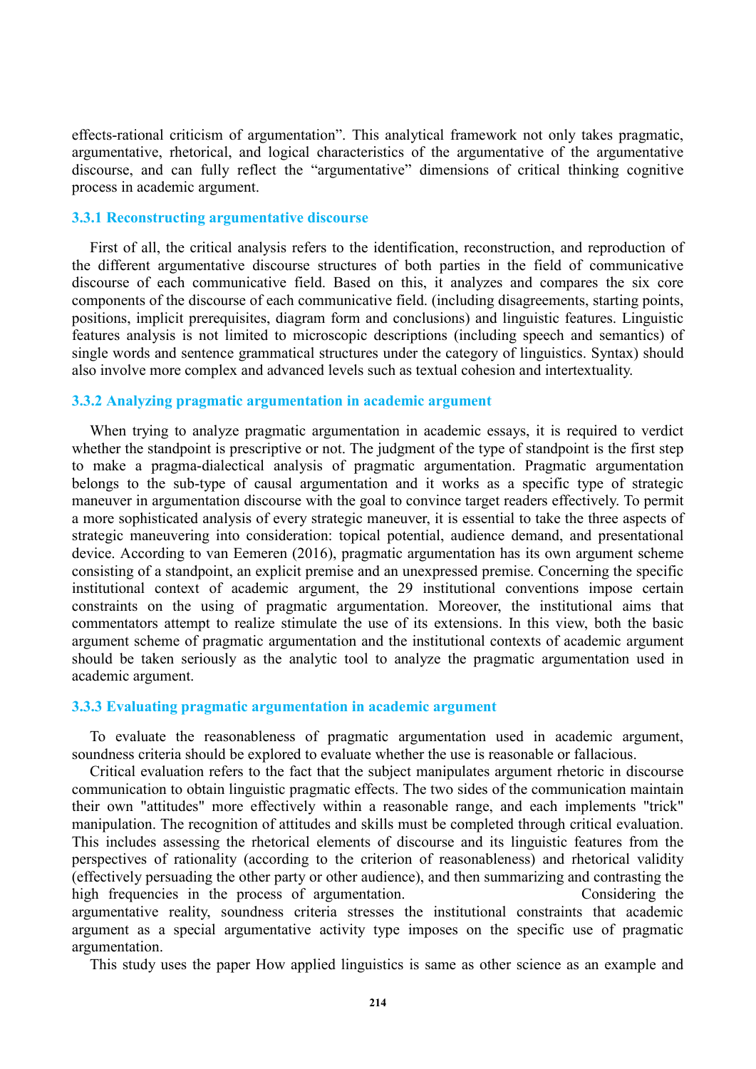effects-rational criticism of argumentation". This analytical framework not only takes pragmatic, argumentative, rhetorical, and logical characteristics of the argumentative of the argumentative discourse, and can fully reflect the "argumentative" dimensions of critical thinking cognitive process in academic argument.

### 3.3.1 Reconstructing argumentative discourse

First of all, the critical analysis refers to the identification, reconstruction, and reproduction of the different argumentative discourse structures of both parties in the field of communicative discourse of each communicative field. Based on this, it analyzes and compares the six core components of the discourse of each communicative field. (including disagreements, starting points, positions, implicit prerequisites, diagram form and conclusions) and linguistic features. Linguistic features analysis is not limited to microscopic descriptions (including speech and semantics) of single words and sentence grammatical structures under the category of linguistics. Syntax) should also involve more complex and advanced levels such as textual cohesion and intertextuality.

### 3.3.2 Analyzing pragmatic argumentation in academic argument

When trying to analyze pragmatic argumentation in academic essays, it is required to verdict whether the standpoint is prescriptive or not. The judgment of the type of standpoint is the first step to make a pragma-dialectical analysis of pragmatic argumentation. Pragmatic argumentation belongs to the sub-type of causal argumentation and it works as a specific type of strategic maneuver in argumentation discourse with the goal to convince target readers effectively. To permit a more sophisticated analysis of every strategic maneuver, it is essential to take the three aspects of strategic maneuvering into consideration: topical potential, audience demand, and presentational device. According to van Eemeren (2016), pragmatic argumentation has its own argument scheme consisting of a standpoint, an explicit premise and an unexpressed premise. Concerning the specific institutional context of academic argument, the 29 institutional conventions impose certain constraints on the using of pragmatic argumentation. Moreover, the institutional aims that commentators attempt to realize stimulate the use of its extensions. In this view, both the basic argument scheme of pragmatic argumentation and the institutional contexts of academic argument should be taken seriously as the analytic tool to analyze the pragmatic used in academic argument.

### 3.3.3 Evaluating pragmatic argumentation in academic argument

To evaluate the reasonableness of pragmatic argumentation used in academic argument, soundness criteria should be explored to evaluate whether the use is reasonable or fallacious.

Critical evaluation refers to the fact that the subject manipulates argument rhetoric in discourse communication to obtain linguistic pragmatic effects. The two sides of the communication maintain their own "attitudes" more effectively within a reasonable range, and each implements "trick" manipulation. The recognition of attitudes and skills must be completed through critical evaluation. This includes assessing the rhetorical elements of discourse and its linguistic features from the perspectives of rationality (according to the criterion of reasonableness) and rhetorical validity (effectively persuading the other party or other audience), and then summarizing and contrasting the high frequencies in the process of argumentation. Considering the argumentative reality, soundness criteria stresses the institutional constraints that academic argument as a special argumentative activity type imposes on the specific use of pragmatic argumentation.

This study uses the paper How applied linguistics is same as other science as an example and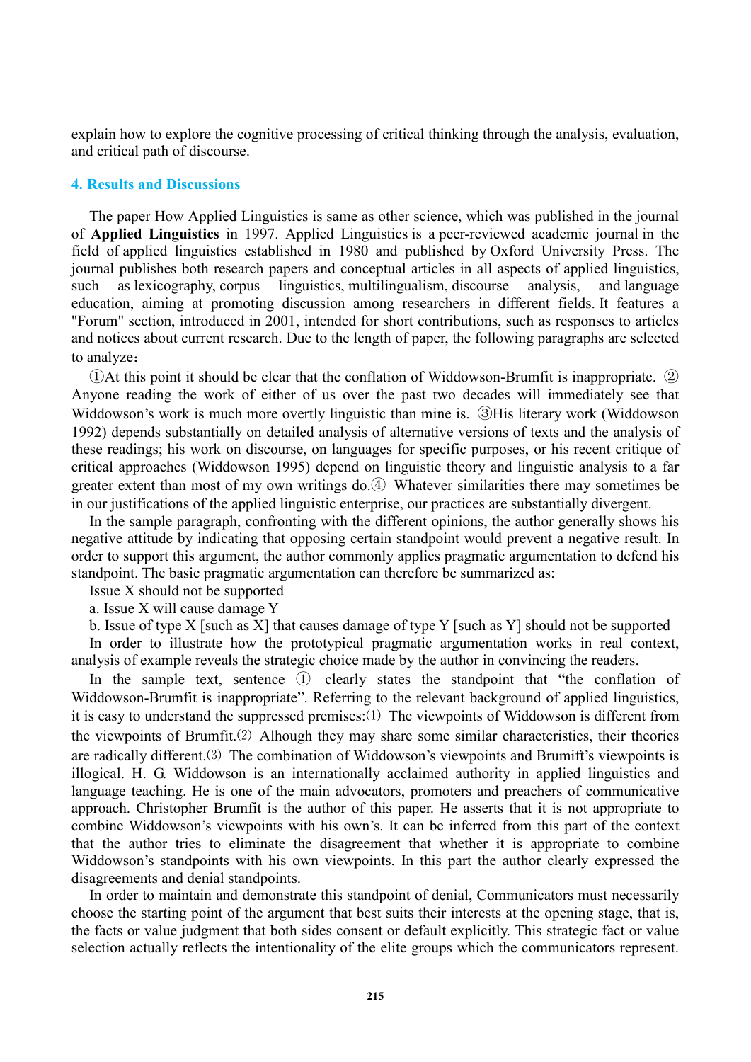explain how to explore the cognitive processing of critical thinking through the analysis, evaluation, and critical path of discourse.

## 4. Results and Discussions

The paper How Applied Linguistics is same as other science, which was published in the journal of **Applied Linguistics** in 1997. Applied Linguistics is a peer-reviewed academic journal in the field of applied linguistics established in 1980 and published by Oxford University Press. The journal publishes both research papers and conceptual articles in all aspects of applied linguistics, such as lexicography, corpus linguistics, multilingualism, discourse analysis, and language education, aiming at promoting discussion among researchers in different fields. It features a "Forum" section, introduced in 2001, intended for short contributions, such as responses to articles and notices about current research. Due to the length of paper, the following paragraphs are selected to analyze：

①At this point it should be clear that the conflation of Widdowson-Brumfit is inappropriate. ② Anyone reading the work of either of us over the past two decades will immediately see that Widdowson's work is much more overtly linguistic than mine is. ③His literary work (Widdowson 1992) depends substantially on detailed analysis of alternative versions of texts and the analysis of these readings; his work on discourse, on languages for specific purposes, or his recent critique of critical approaches (Widdowson 1995) depend on linguistic theory and linguistic analysis to a far greater extent than most of my own writings do.④ Whatever similarities there may sometimes be in our justifications of the applied linguistic enterprise, our practices are substantially divergent.

In the sample paragraph, confronting with the different opinions, the author generally shows his negative attitude by indicating that opposing certain standpoint would prevent a negative result. In order to support this argument, the author commonly applies pragmatic argumentation to defend his standpoint. The basic pragmatic argumentation can therefore be summarized as:

Issue X should not be supported

a. Issue X will cause damage Y

b. Issue of type X [such as X] that causes damage of type Y [such as Y] should not be supported

In order to illustrate how the prototypical pragmatic argumentation works in real context, analysis of example reveals the strategic choice made by the author in convincing the readers.

In the sample text, sentence ① clearly states the standpoint that "the conflation of Widdowson-Brumfit is inappropriate". Referring to the relevant background of applied linguistics, it is easy to understand the suppressed premises:⑴ The viewpoints of Widdowson is different from the viewpoints of Brumfit.⑵ Alhough they may share some similar characteristics, their theories are radically different.⑶ The combination of Widdowson's viewpoints and Brumift's viewpoints is illogical. H. G. Widdowson is an internationally acclaimed authority in applied linguistics and language teaching. He is one of the main advocators, promoters and preachers of communicative approach. Christopher Brumfit is the author of this paper. He asserts that it is not appropriate to combine Widdowson's viewpoints with his own's. It can be inferred from this part of the context that the author tries to eliminate the disagreement that whether it is appropriate to combine Widdowson's standpoints with his own viewpoints. In this part the author clearly expressed the disagreements and denial standpoints.

In order to maintain and demonstrate this standpoint of denial, Communicators must necessarily choose the starting point of the argument that best suits their interests at the opening stage, that is, the facts or value judgment that both sides consent or default explicitly. This strategic fact or value selection actually reflects the intentionality of the elite groups which the communicators represent.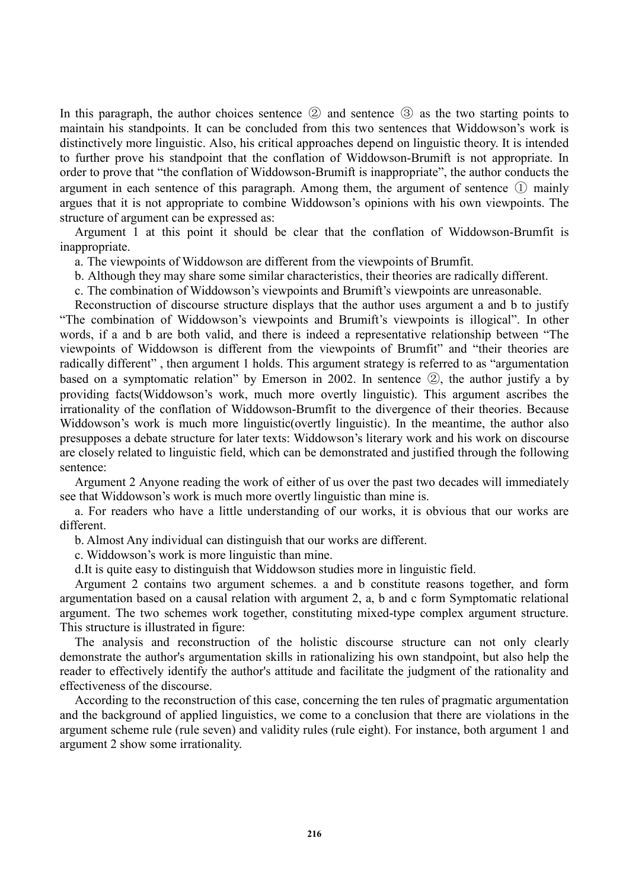In this paragraph, the author choices sentence ② and sentence ③ as the two starting points to maintain his standpoints. It can be concluded from this two sentences that Widdowson's work is distinctively more linguistic. Also, his critical approaches depend on linguistic theory. It is intended to further prove his standpoint that the conflation of Widdowson-Brumift is not appropriate. In order to prove that "the conflation of Widdowson-Brumift is inappropriate", the author conducts the argument in each sentence of this paragraph. Among them, the argument of sentence ① mainly argues that it is not appropriate to combine Widdowson's opinions with his own viewpoints. The structure of argument can be expressed as:

Argument 1 at this point it should be clear that the conflation of Widdowson-Brumfit is inappropriate.

a. The viewpoints of Widdowson are different from the viewpoints of Brumfit.

b. Although they may share some similar characteristics, their theories are radically different.

c. The combination of Widdowson's viewpoints and Brumift's viewpoints are unreasonable.

Reconstruction of discourse structure displays that the author uses argument a and b to justify "The combination of Widdowson's viewpoints and Brumift's viewpoints is illogical". In other words, if a and b are both valid, and there is indeed a representative relationship between "The viewpoints of Widdowson is different from the viewpoints of Brumfit" and "their theories are radically different" , then argument 1 holds. This argument strategy is referred to as "argumentation based on a symptomatic relation" by Emerson in 2002. In sentence ②, the author justify a by providing facts(Widdowson's work, much more overtly linguistic). This argument ascribes the irrationality of the conflation of Widdowson-Brumfit to the divergence of their theories. Because Widdowson's work is much more linguistic(overtly linguistic). In the meantime, the author also presupposes a debate structure for later texts: Widdowson's literary work and his work on discourse are closely related to linguistic field, which can be demonstrated and justified through the following sentence:

Argument 2 Anyone reading the work of either of us over the past two decades will immediately see that Widdowson's work is much more overtly linguistic than mine is.

a. For readers who have a little understanding of our works, it is obvious that our works are different.

b. Almost Any individual can distinguish that our works are different.

c. Widdowson's work is more linguistic than mine.

d.It is quite easy to distinguish that Widdowson studies more in linguistic field.

Argument 2 contains two argument schemes. a and b constitute reasons together, and form argumentation based on a causal relation with argument 2, a, b and c form Symptomatic relational argument. The two schemes work together, constituting mixed-type complex argument structure. This structure is illustrated in figure:

The analysis and reconstruction of the holistic discourse structure can not only clearly demonstrate the author's argumentation skills in rationalizing his own standpoint, but also help the reader to effectively identify the author's attitude and facilitate the judgment of the rationality and effectiveness of the discourse.

According to the reconstruction of this case, concerning the ten rules of pragmatic argumentation and the background of applied linguistics, we come to a conclusion that there are violations in the argument scheme rule (rule seven) and validity rules (rule eight). For instance, both argument 1 and argument 2 show some irrationality.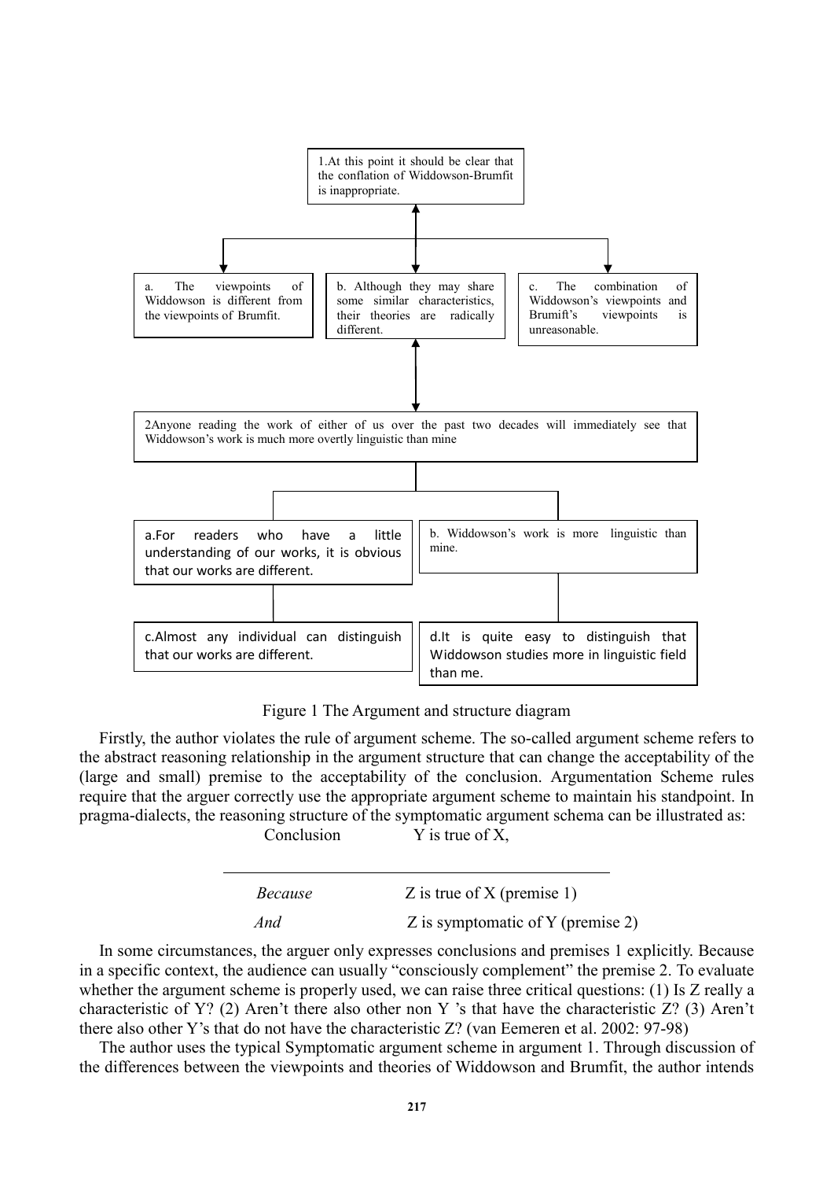1.At this point it should be clear that the conflation of Widdowson-Brumfit is inappropriate.

a. The viewpoints of Widdowson is different from the viewpoints of Brumfit.

b. Although they may share some similar characteristics, their theories are radically different.

c. The combination of Widdowson's viewpoints and Brumift's viewpoints is unreasonable.

2Anyone reading the work of either of us over the past two decades will immediately see that Widdowson's work is much more overtly linguistic than mine

a.For readers who have a little understanding of our works, it is obvious that our works are different.

b. Widdowson's work is more linguistic than mine.

c.Almost any individual can distinguish that our works are different.

d.It is quite easy to distinguish that Widdowson studies more in linguistic field than me.

Figure 1 The Argument and structure diagram

Firstly, the author violates the rule of argument scheme. The so-called argument scheme refers to the abstract reasoning relationship in the argument structure that can change the acceptability of the (large and small) premise to the acceptability of the conclusion. Argumentation Scheme rules require that the arguer correctly use the appropriate argument scheme to maintain his standpoint. In pragma-dialects, the reasoning structure of the symptomatic argument schema can be illustrated as:

| Conclusion | Y is true of X, |
|---|---|
| *Because* | Z is true of X (premise 1) |
| *And* | Z is symptomatic of Y (premise 2) |

In some circumstances, the arguer only expresses conclusions and premises 1 explicitly. Because in a specific context, the audience can usually "consciously complement" the premise 2. To evaluate whether the argument scheme is properly used, we can raise three critical questions: (1) Is Z really a characteristic of Y? (2) Aren't there also other non Y 's that have the characteristic Z? (3) Aren't there also other Y's that do not have the characteristic Z? (van Eemeren et al. 2002: 97-98)

The author uses the typical Symptomatic argument scheme in argument 1. Through discussion of the differences between the viewpoints and theories of Widdowson and Brumfit, the author intends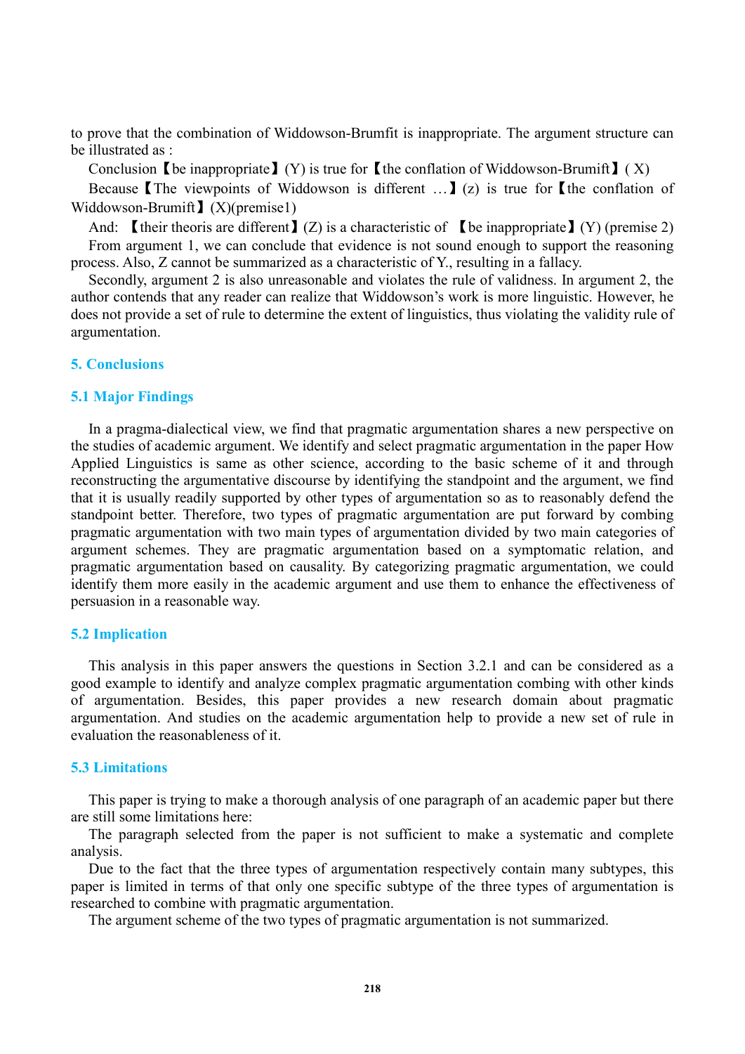to prove that the combination of Widdowson-Brumfit is inappropriate. The argument structure can be illustrated as :

Conclusion【be inappropriate】(Y) is true for【the conflation of Widdowson-Brumift】( X)

Because【The viewpoints of Widdowson is different …】(z) is true for【the conflation of Widdowson-Brumift】(X)(premise1)

And: 【their theoris are different】(Z) is a characteristic of 【be inappropriate】(Y) (premise 2)

From argument 1, we can conclude that evidence is not sound enough to support the reasoning process. Also, Z cannot be summarized as a characteristic of Y., resulting in a fallacy.

Secondly, argument 2 is also unreasonable and violates the rule of validness. In argument 2, the author contends that any reader can realize that Widdowson's work is more linguistic. However, he does not provide a set of rule to determine the extent of linguistics, thus violating the validity rule of argumentation.

## 5. Conclusions

### 5.1 Major Findings

In a pragma-dialectical view, we find that pragmatic argumentation shares a new perspective on the studies of academic argument. We identify and select pragmatic argumentation in the paper How Applied Linguistics is same as other science, according to the basic scheme of it and through reconstructing the argumentative discourse by identifying the standpoint and the argument, we find that it is usually readily supported by other types of argumentation so as to reasonably defend the standpoint better. Therefore, two types of pragmatic argumentation are put forward by combing pragmatic argumentation with two main types of argumentation divided by two main categories of argument schemes. They are pragmatic argumentation based on a symptomatic relation, and pragmatic argumentation based on causality. By categorizing pragmatic argumentation, we could identify them more easily in the academic argument and use them to enhance the effectiveness of persuasion in a reasonable way.

### 5.2 Implication

This analysis in this paper answers the questions in Section 3.2.1 and can be considered as a good example to identify and analyze complex pragmatic argumentation combing with other kinds of argumentation. Besides, this paper provides a new research domain about pragmatic argumentation. And studies on the academic argumentation help to provide a new set of rule in evaluation the reasonableness of it.

### 5.3 Limitations

This paper is trying to make a thorough analysis of one paragraph of an academic paper but there are still some limitations here:

The paragraph selected from the paper is not sufficient to make a systematic and complete analysis.

Due to the fact that the three types of argumentation respectively contain many subtypes, this paper is limited in terms of that only one specific subtype of the three types of argumentation is researched to combine with pragmatic argumentation.

The argument scheme of the two types of pragmatic argumentation is not summarized.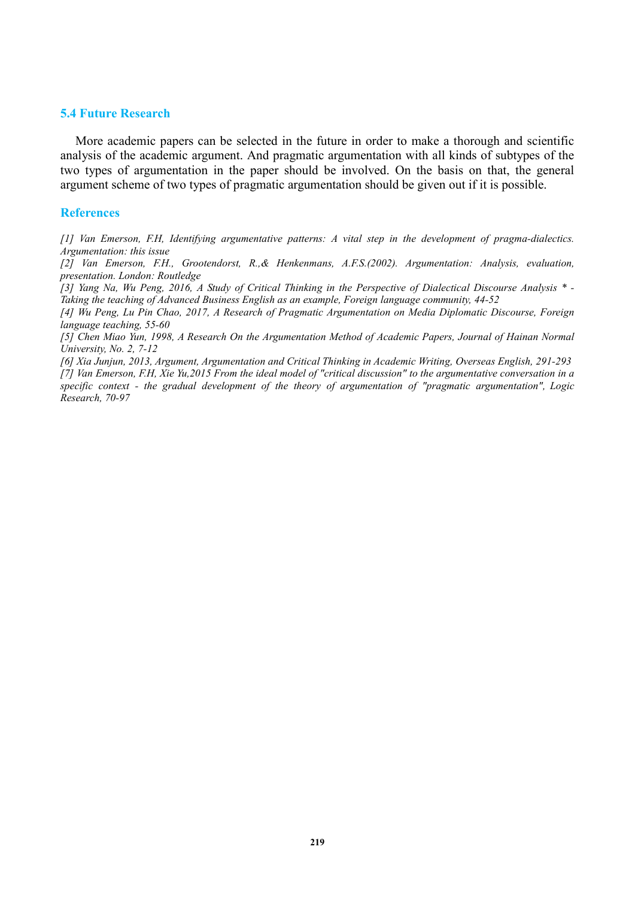### 5.4 Future Research

More academic papers can be selected in the future in order to make a thorough and scientific analysis of the academic argument. And pragmatic argumentation with all kinds of subtypes of the two types of argumentation in the paper should be involved. On the basis on that, the general argument scheme of two types of pragmatic argumentation should be given out if it is possible.

### References

*[1] Van Emerson, F.H, Identifying argumentative patterns: A vital step in the development of pragma-dialectics. Argumentation: this issue*

*[2] Van Emerson, F.H., Grootendorst, R.,& Henkenmans, A.F.S.(2002). Argumentation: Analysis, evaluation, presentation. London: Routledge*

*[3] Yang Na, Wu Peng, 2016, A Study of Critical Thinking in the Perspective of Dialectical Discourse Analysis * - Taking the teaching of Advanced Business English as an example, Foreign language community, 44-52*

*[4] Wu Peng, Lu Pin Chao, 2017, A Research of Pragmatic Argumentation on Media Diplomatic Discourse, Foreign language teaching, 55-60*

*[5] Chen Miao Yun, 1998, A Research On the Argumentation Method of Academic Papers, Journal of Hainan Normal University, No. 2, 7-12*

*[6] Xia Junjun, 2013, Argument, Argumentation and Critical Thinking in Academic Writing, Overseas English, 291-293*

*[7] Van Emerson, F.H, Xie Yu,2015 From the ideal model of "critical discussion" to the argumentative conversation in a specific context - the gradual development of the theory of argumentation of "pragmatic argumentation", Logic Research, 70-97*